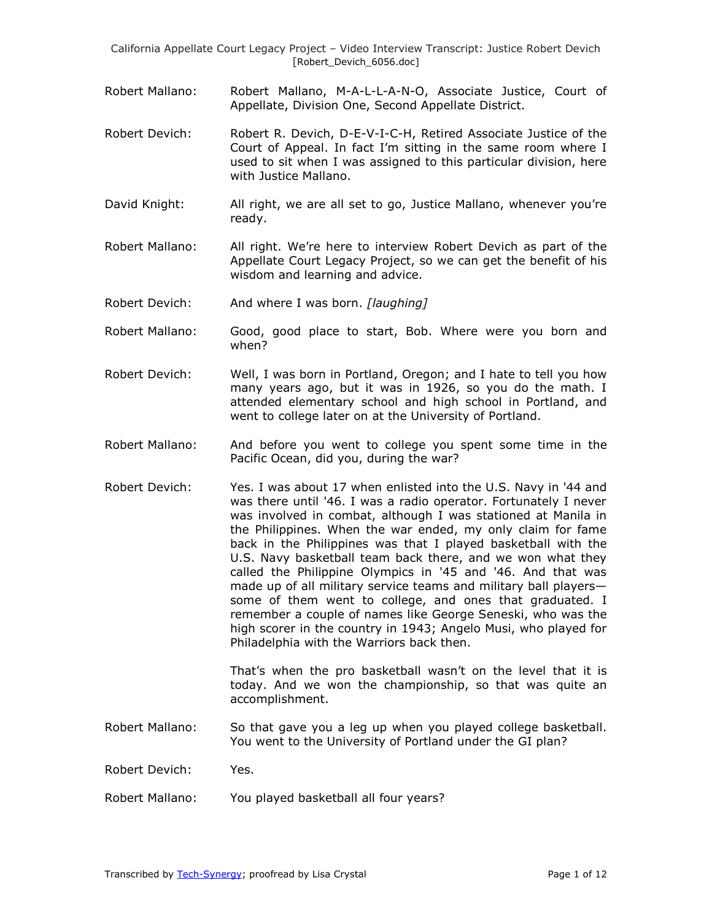**Robert Mallano:** Robert Mallano, M-A-L-L-A-N-O, Associate Justice, Court of Appellate, Division One, Second Appellate District.

**Robert Devich:** Robert R. Devich, D-E-V-I-C-H, Retired Associate Justice of the Court of Appeal. In fact I'm sitting in the same room where I used to sit when I was assigned to this particular division, here with Justice Mallano.

**David Knight:** All right, we are all set to go, Justice Mallano, whenever you're ready.

**Robert Mallano:** All right. We're here to interview Robert Devich as part of the Appellate Court Legacy Project, so we can get the benefit of his wisdom and learning and advice.

**Robert Devich:** And where I was born. *[laughing]*

**Robert Mallano:** Good, good place to start, Bob. Where were you born and when?

**Robert Devich:** Well, I was born in Portland, Oregon; and I hate to tell you how many years ago, but it was in 1926, so you do the math. I attended elementary school and high school in Portland, and went to college later on at the University of Portland.

**Robert Mallano:** And before you went to college you spent some time in the Pacific Ocean, did you, during the war?

**Robert Devich:** Yes. I was about 17 when enlisted into the U.S. Navy in '44 and was there until '46. I was a radio operator. Fortunately I never was involved in combat, although I was stationed at Manila in the Philippines. When the war ended, my only claim for fame back in the Philippines was that I played basketball with the U.S. Navy basketball team back there, and we won what they called the Philippine Olympics in '45 and '46. And that was made up of all military service teams and military ball players—some of them went to college, and ones that graduated. I remember a couple of names like George Seneski, who was the high scorer in the country in 1943; Angelo Musi, who played for Philadelphia with the Warriors back then.

That's when the pro basketball wasn't on the level that it is today. And we won the championship, so that was quite an accomplishment.

**Robert Mallano:** So that gave you a leg up when you played college basketball. You went to the University of Portland under the GI plan?

**Robert Devich:** Yes.

**Robert Mallano:** You played basketball all four years?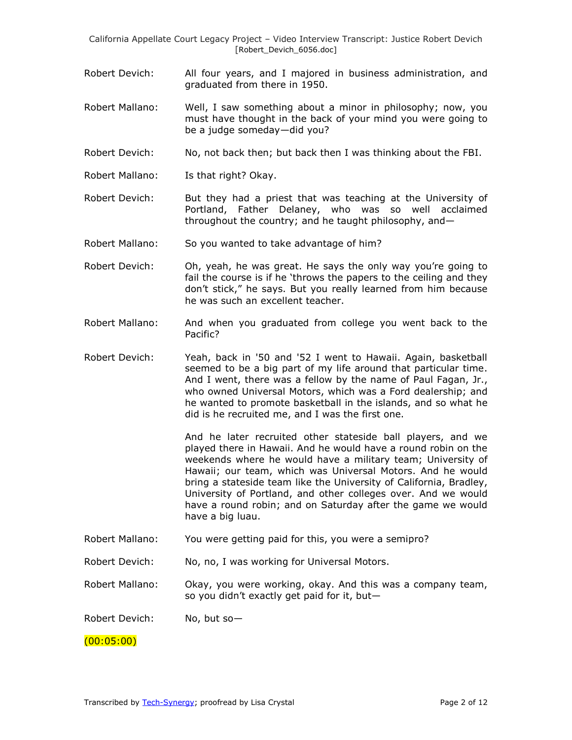Robert Devich: All four years, and I majored in business administration, and graduated from there in 1950.

Robert Mallano: Well, I saw something about a minor in philosophy; now, you must have thought in the back of your mind you were going to be a judge someday—did you?

Robert Devich: No, not back then; but back then I was thinking about the FBI.

Robert Mallano: Is that right? Okay.

Robert Devich: But they had a priest that was teaching at the University of Portland, Father Delaney, who was so well acclaimed throughout the country; and he taught philosophy, and—

Robert Mallano: So you wanted to take advantage of him?

Robert Devich: Oh, yeah, he was great. He says the only way you're going to fail the course is if he 'throws the papers to the ceiling and they don't stick," he says. But you really learned from him because he was such an excellent teacher.

Robert Mallano: And when you graduated from college you went back to the Pacific?

Robert Devich: Yeah, back in '50 and '52 I went to Hawaii. Again, basketball seemed to be a big part of my life around that particular time. And I went, there was a fellow by the name of Paul Fagan, Jr., who owned Universal Motors, which was a Ford dealership; and he wanted to promote basketball in the islands, and so what he did is he recruited me, and I was the first one.

And he later recruited other stateside ball players, and we played there in Hawaii. And he would have a round robin on the weekends where he would have a military team; University of Hawaii; our team, which was Universal Motors. And he would bring a stateside team like the University of California, Bradley, University of Portland, and other colleges over. And we would have a round robin; and on Saturday after the game we would have a big luau.

Robert Mallano: You were getting paid for this, you were a semipro?

Robert Devich: No, no, I was working for Universal Motors.

Robert Mallano: Okay, you were working, okay. And this was a company team, so you didn't exactly get paid for it, but—

Robert Devich: No, but so—

(00:05:00)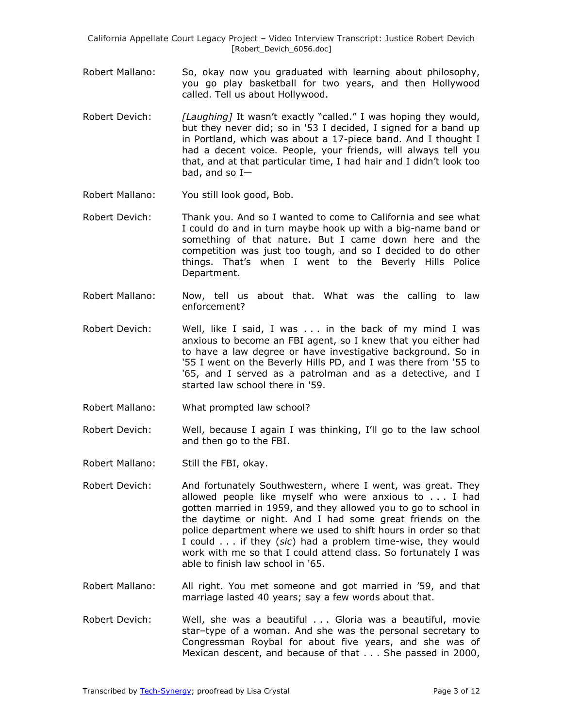Robert Mallano: So, okay now you graduated with learning about philosophy, you go play basketball for two years, and then Hollywood called. Tell us about Hollywood.

Robert Devich: *[Laughing]* It wasn't exactly "called." I was hoping they would, but they never did; so in '53 I decided, I signed for a band up in Portland, which was about a 17-piece band. And I thought I had a decent voice. People, your friends, will always tell you that, and at that particular time, I had hair and I didn't look too bad, and so I—

Robert Mallano: You still look good, Bob.

Robert Devich: Thank you. And so I wanted to come to California and see what I could do and in turn maybe hook up with a big-name band or something of that nature. But I came down here and the competition was just too tough, and so I decided to do other things. That's when I went to the Beverly Hills Police Department.

Robert Mallano: Now, tell us about that. What was the calling to law enforcement?

Robert Devich: Well, like I said, I was . . . in the back of my mind I was anxious to become an FBI agent, so I knew that you either had to have a law degree or have investigative background. So in '55 I went on the Beverly Hills PD, and I was there from '55 to '65, and I served as a patrolman and as a detective, and I started law school there in '59.

Robert Mallano: What prompted law school?

Robert Devich: Well, because I again I was thinking, I'll go to the law school and then go to the FBI.

Robert Mallano: Still the FBI, okay.

Robert Devich: And fortunately Southwestern, where I went, was great. They allowed people like myself who were anxious to . . . I had gotten married in 1959, and they allowed you to go to school in the daytime or night. And I had some great friends on the police department where we used to shift hours in order so that I could . . . if they (*sic*) had a problem time-wise, they would work with me so that I could attend class. So fortunately I was able to finish law school in '65.

Robert Mallano: All right. You met someone and got married in '59, and that marriage lasted 40 years; say a few words about that.

Robert Devich: Well, she was a beautiful . . . Gloria was a beautiful, movie star–type of a woman. And she was the personal secretary to Congressman Roybal for about five years, and she was of Mexican descent, and because of that . . . She passed in 2000,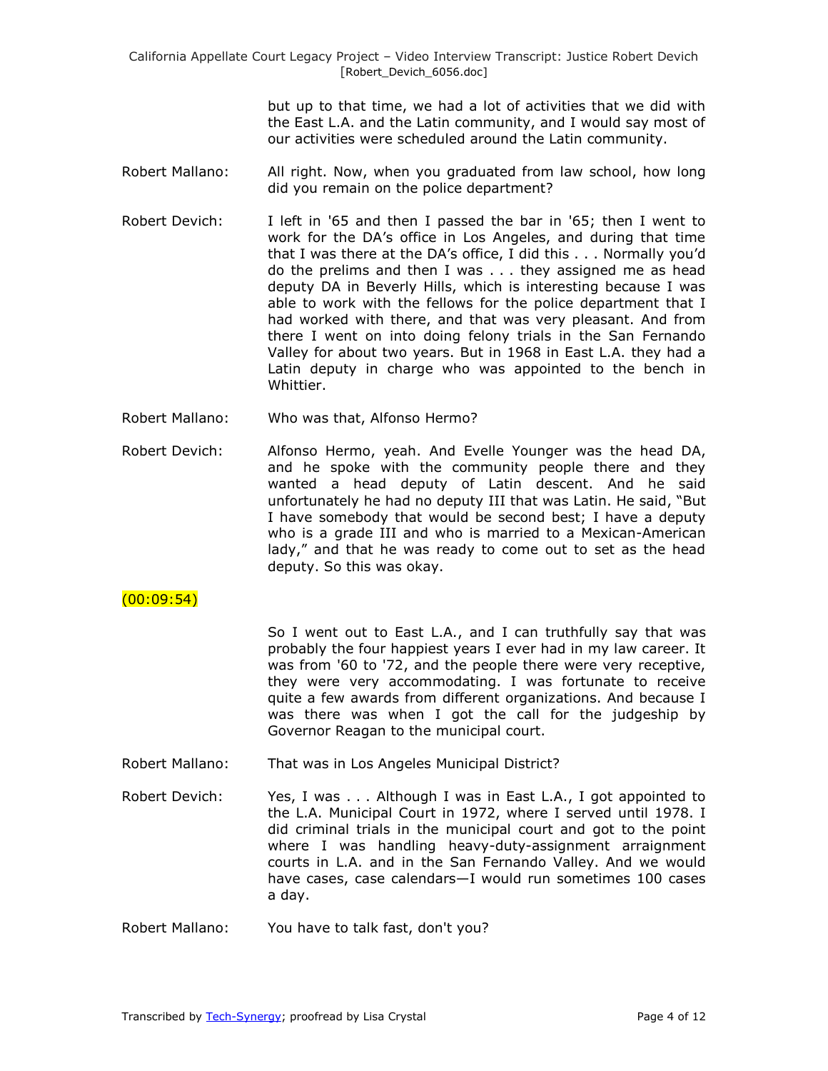but up to that time, we had a lot of activities that we did with the East L.A. and the Latin community, and I would say most of our activities were scheduled around the Latin community.

Robert Mallano: All right. Now, when you graduated from law school, how long did you remain on the police department?

Robert Devich: I left in '65 and then I passed the bar in '65; then I went to work for the DA's office in Los Angeles, and during that time that I was there at the DA's office, I did this . . . Normally you'd do the prelims and then I was . . . they assigned me as head deputy DA in Beverly Hills, which is interesting because I was able to work with the fellows for the police department that I had worked with there, and that was very pleasant. And from there I went on into doing felony trials in the San Fernando Valley for about two years. But in 1968 in East L.A. they had a Latin deputy in charge who was appointed to the bench in Whittier.

Robert Mallano: Who was that, Alfonso Hermo?

Robert Devich: Alfonso Hermo, yeah. And Evelle Younger was the head DA, and he spoke with the community people there and they wanted a head deputy of Latin descent. And he said unfortunately he had no deputy III that was Latin. He said, "But I have somebody that would be second best; I have a deputy who is a grade III and who is married to a Mexican-American lady," and that he was ready to come out to set as the head deputy. So this was okay.

(00:09:54)

So I went out to East L.A., and I can truthfully say that was probably the four happiest years I ever had in my law career. It was from '60 to '72, and the people there were very receptive, they were very accommodating. I was fortunate to receive quite a few awards from different organizations. And because I was there was when I got the call for the judgeship by Governor Reagan to the municipal court.

Robert Mallano: That was in Los Angeles Municipal District?

Robert Devich: Yes, I was . . . Although I was in East L.A., I got appointed to the L.A. Municipal Court in 1972, where I served until 1978. I did criminal trials in the municipal court and got to the point where I was handling heavy-duty-assignment arraignment courts in L.A. and in the San Fernando Valley. And we would have cases, case calendars—I would run sometimes 100 cases a day.

Robert Mallano: You have to talk fast, don't you?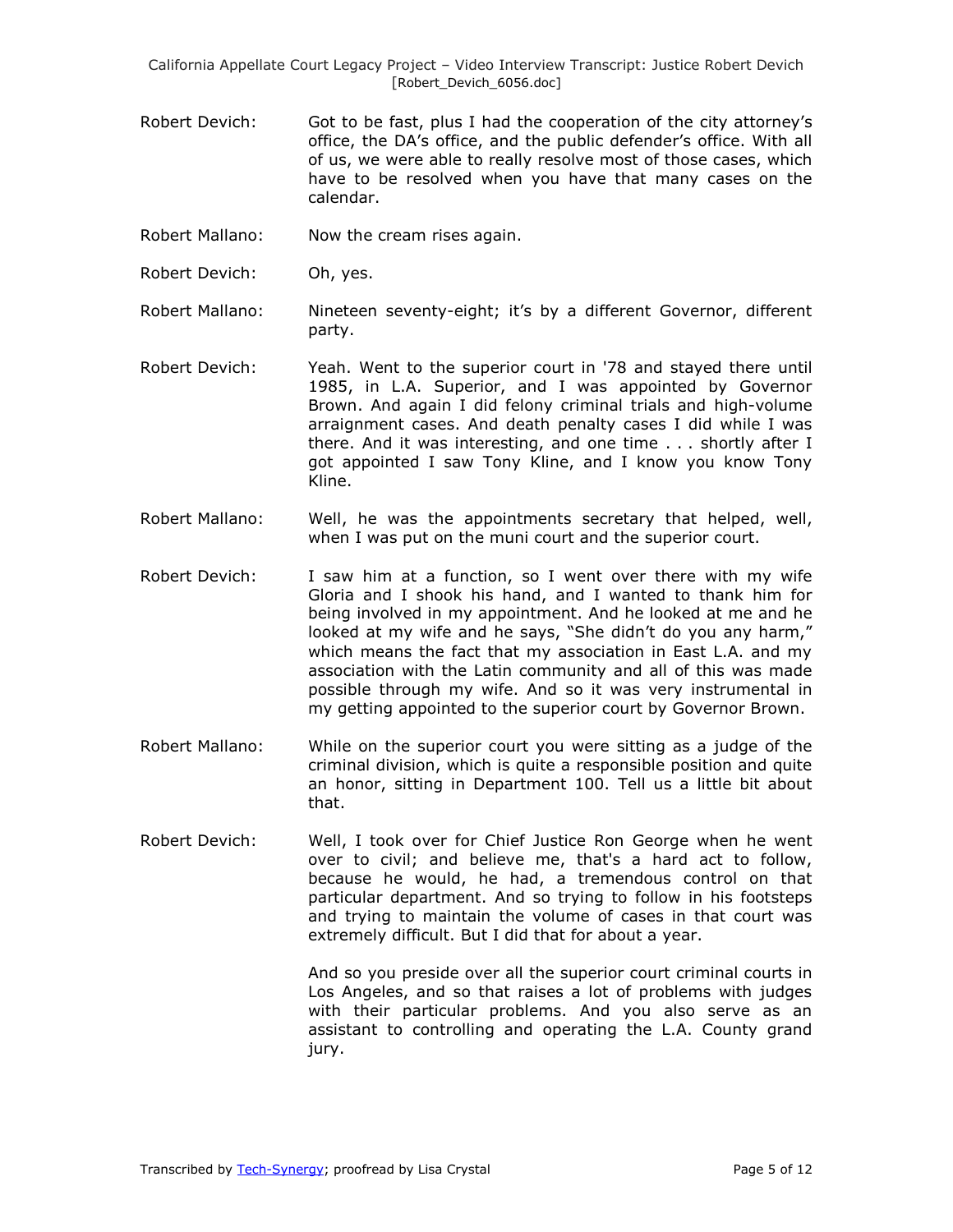Robert Devich: Got to be fast, plus I had the cooperation of the city attorney's office, the DA's office, and the public defender's office. With all of us, we were able to really resolve most of those cases, which have to be resolved when you have that many cases on the calendar.

Robert Mallano: Now the cream rises again.

Robert Devich: Oh, yes.

Robert Mallano: Nineteen seventy-eight; it's by a different Governor, different party.

Robert Devich: Yeah. Went to the superior court in '78 and stayed there until 1985, in L.A. Superior, and I was appointed by Governor Brown. And again I did felony criminal trials and high-volume arraignment cases. And death penalty cases I did while I was there. And it was interesting, and one time . . . shortly after I got appointed I saw Tony Kline, and I know you know Tony Kline.

Robert Mallano: Well, he was the appointments secretary that helped, well, when I was put on the muni court and the superior court.

Robert Devich: I saw him at a function, so I went over there with my wife Gloria and I shook his hand, and I wanted to thank him for being involved in my appointment. And he looked at me and he looked at my wife and he says, "She didn't do you any harm," which means the fact that my association in East L.A. and my association with the Latin community and all of this was made possible through my wife. And so it was very instrumental in my getting appointed to the superior court by Governor Brown.

Robert Mallano: While on the superior court you were sitting as a judge of the criminal division, which is quite a responsible position and quite an honor, sitting in Department 100. Tell us a little bit about that.

Robert Devich: Well, I took over for Chief Justice Ron George when he went over to civil; and believe me, that's a hard act to follow, because he would, he had, a tremendous control on that particular department. And so trying to follow in his footsteps and trying to maintain the volume of cases in that court was extremely difficult. But I did that for about a year.

And so you preside over all the superior court criminal courts in Los Angeles, and so that raises a lot of problems with judges with their particular problems. And you also serve as an assistant to controlling and operating the L.A. County grand jury.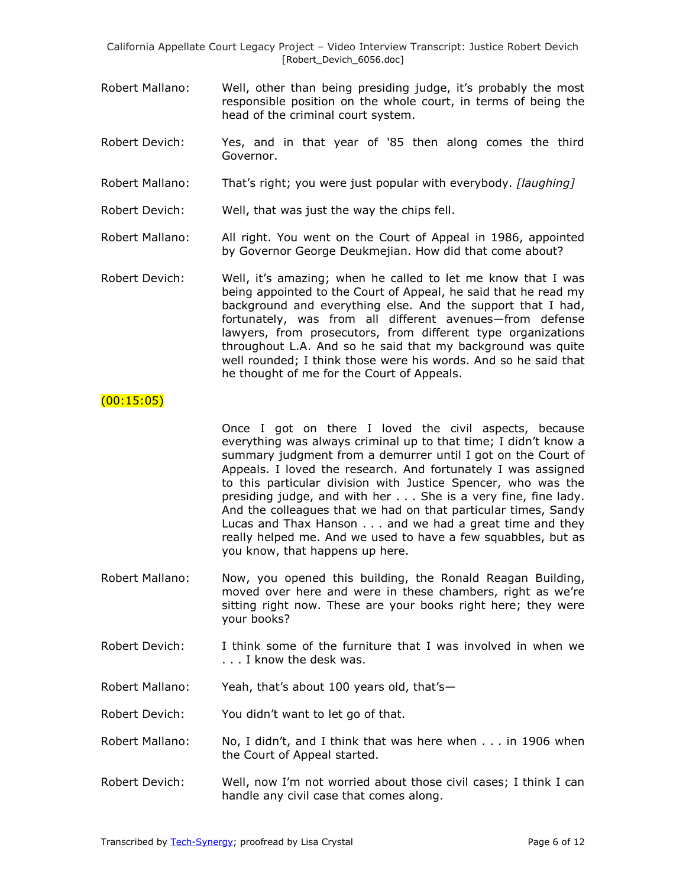Robert Mallano: Well, other than being presiding judge, it's probably the most responsible position on the whole court, in terms of being the head of the criminal court system.

Robert Devich: Yes, and in that year of '85 then along comes the third Governor.

Robert Mallano: That's right; you were just popular with everybody. *[laughing]*

Robert Devich: Well, that was just the way the chips fell.

Robert Mallano: All right. You went on the Court of Appeal in 1986, appointed by Governor George Deukmejian. How did that come about?

Robert Devich: Well, it's amazing; when he called to let me know that I was being appointed to the Court of Appeal, he said that he read my background and everything else. And the support that I had, fortunately, was from all different avenues—from defense lawyers, from prosecutors, from different type organizations throughout L.A. And so he said that my background was quite well rounded; I think those were his words. And so he said that he thought of me for the Court of Appeals.

(00:15:05)

Once I got on there I loved the civil aspects, because everything was always criminal up to that time; I didn't know a summary judgment from a demurrer until I got on the Court of Appeals. I loved the research. And fortunately I was assigned to this particular division with Justice Spencer, who was the presiding judge, and with her . . . She is a very fine, fine lady. And the colleagues that we had on that particular times, Sandy Lucas and Thax Hanson . . . and we had a great time and they really helped me. And we used to have a few squabbles, but as you know, that happens up here.

Robert Mallano: Now, you opened this building, the Ronald Reagan Building, moved over here and were in these chambers, right as we're sitting right now. These are your books right here; they were your books?

Robert Devich: I think some of the furniture that I was involved in when we . . . I know the desk was.

Robert Mallano: Yeah, that's about 100 years old, that's—

Robert Devich: You didn't want to let go of that.

Robert Mallano: No, I didn't, and I think that was here when . . . in 1906 when the Court of Appeal started.

Robert Devich: Well, now I'm not worried about those civil cases; I think I can handle any civil case that comes along.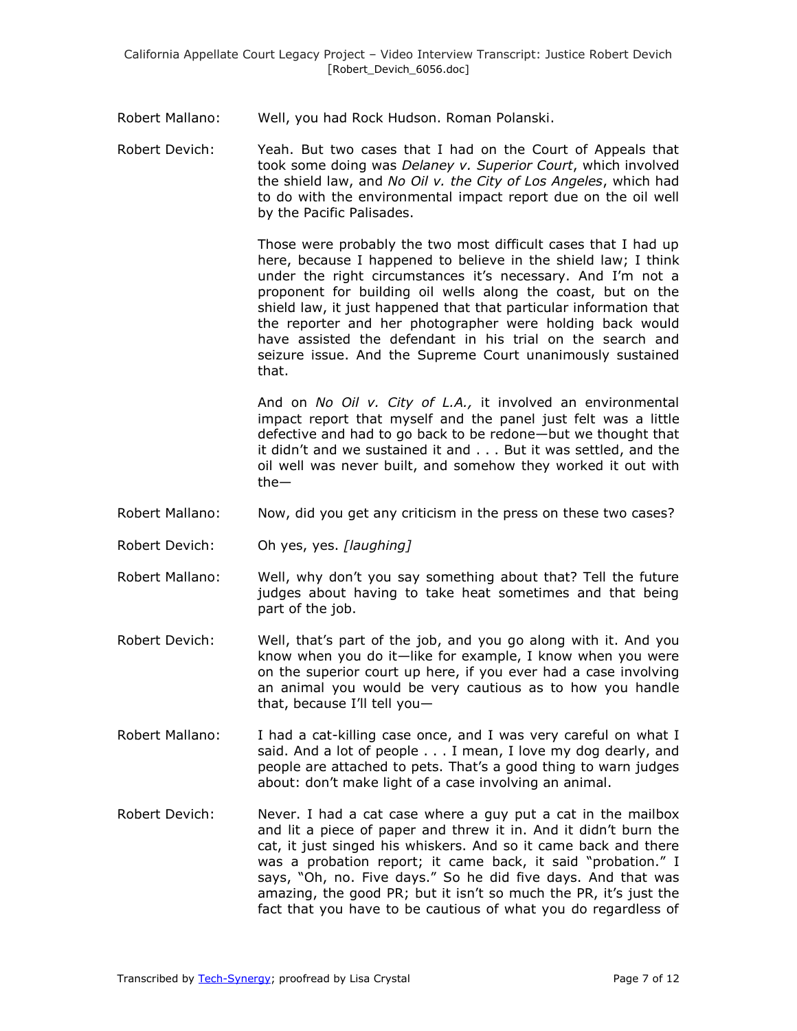Robert Mallano: Well, you had Rock Hudson. Roman Polanski.

Robert Devich: Yeah. But two cases that I had on the Court of Appeals that took some doing was *Delaney v. Superior Court*, which involved the shield law, and *No Oil v. the City of Los Angeles*, which had to do with the environmental impact report due on the oil well by the Pacific Palisades.

Those were probably the two most difficult cases that I had up here, because I happened to believe in the shield law; I think under the right circumstances it's necessary. And I'm not a proponent for building oil wells along the coast, but on the shield law, it just happened that that particular information that the reporter and her photographer were holding back would have assisted the defendant in his trial on the search and seizure issue. And the Supreme Court unanimously sustained that.

And on *No Oil v. City of L.A.,* it involved an environmental impact report that myself and the panel just felt was a little defective and had to go back to be redone—but we thought that it didn't and we sustained it and . . . But it was settled, and the oil well was never built, and somehow they worked it out with the—

Robert Mallano: Now, did you get any criticism in the press on these two cases?

Robert Devich: Oh yes, yes. *[laughing]*

Robert Mallano: Well, why don't you say something about that? Tell the future judges about having to take heat sometimes and that being part of the job.

Robert Devich: Well, that's part of the job, and you go along with it. And you know when you do it—like for example, I know when you were on the superior court up here, if you ever had a case involving an animal you would be very cautious as to how you handle that, because I'll tell you—

Robert Mallano: I had a cat-killing case once, and I was very careful on what I said. And a lot of people . . . I mean, I love my dog dearly, and people are attached to pets. That's a good thing to warn judges about: don't make light of a case involving an animal.

Robert Devich: Never. I had a cat case where a guy put a cat in the mailbox and lit a piece of paper and threw it in. And it didn't burn the cat, it just singed his whiskers. And so it came back and there was a probation report; it came back, it said "probation." I says, "Oh, no. Five days." So he did five days. And that was amazing, the good PR; but it isn't so much the PR, it's just the fact that you have to be cautious of what you do regardless of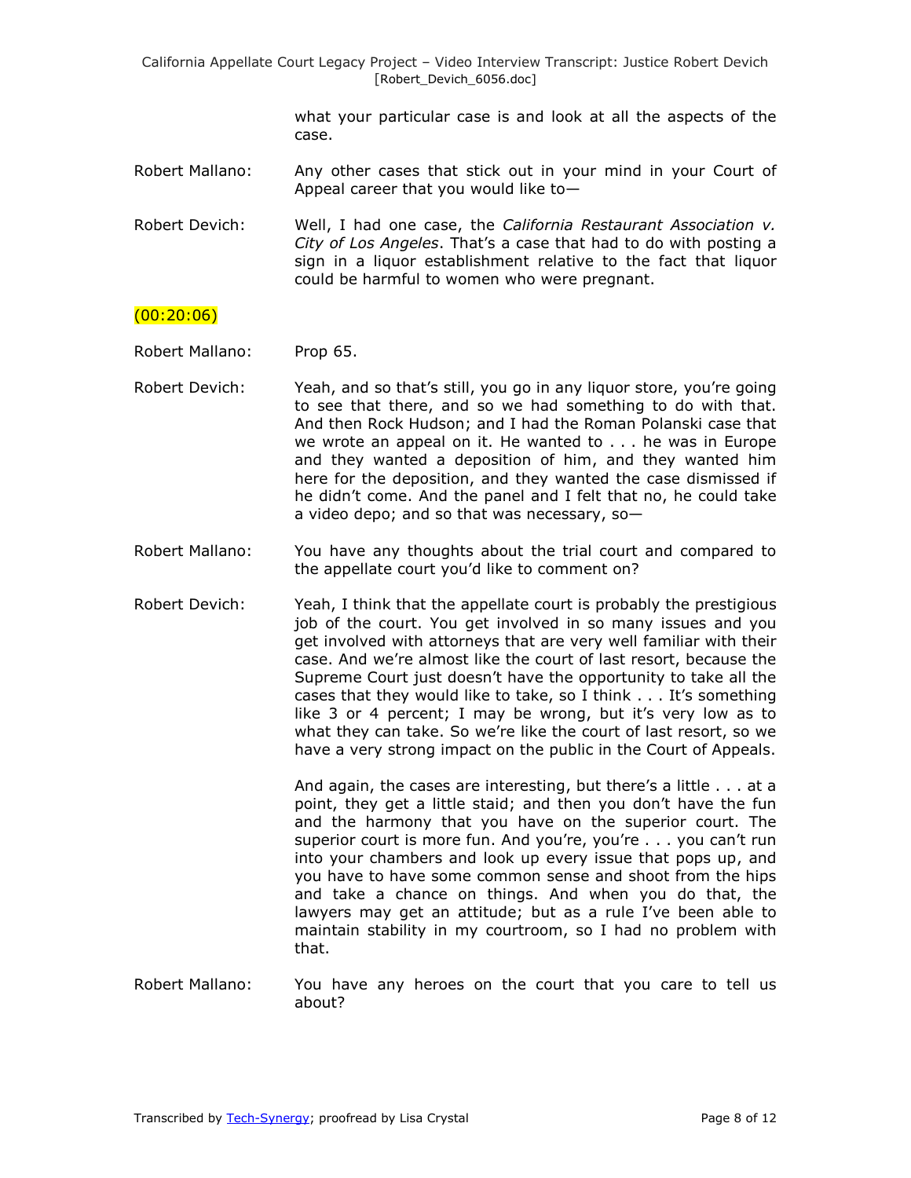what your particular case is and look at all the aspects of the case.

Robert Mallano: Any other cases that stick out in your mind in your Court of Appeal career that you would like to—

Robert Devich: Well, I had one case, the *California Restaurant Association v. City of Los Angeles*. That's a case that had to do with posting a sign in a liquor establishment relative to the fact that liquor could be harmful to women who were pregnant.

(00:20:06)

Robert Mallano: Prop 65.

Robert Devich: Yeah, and so that's still, you go in any liquor store, you're going to see that there, and so we had something to do with that. And then Rock Hudson; and I had the Roman Polanski case that we wrote an appeal on it. He wanted to . . . he was in Europe and they wanted a deposition of him, and they wanted him here for the deposition, and they wanted the case dismissed if he didn't come. And the panel and I felt that no, he could take a video depo; and so that was necessary, so—

Robert Mallano: You have any thoughts about the trial court and compared to the appellate court you'd like to comment on?

Robert Devich: Yeah, I think that the appellate court is probably the prestigious job of the court. You get involved in so many issues and you get involved with attorneys that are very well familiar with their case. And we're almost like the court of last resort, because the Supreme Court just doesn't have the opportunity to take all the cases that they would like to take, so I think . . . It's something like 3 or 4 percent; I may be wrong, but it's very low as to what they can take. So we're like the court of last resort, so we have a very strong impact on the public in the Court of Appeals.

And again, the cases are interesting, but there's a little . . . at a point, they get a little staid; and then you don't have the fun and the harmony that you have on the superior court. The superior court is more fun. And you're, you're . . . you can't run into your chambers and look up every issue that pops up, and you have to have some common sense and shoot from the hips and take a chance on things. And when you do that, the lawyers may get an attitude; but as a rule I've been able to maintain stability in my courtroom, so I had no problem with that.

Robert Mallano: You have any heroes on the court that you care to tell us about?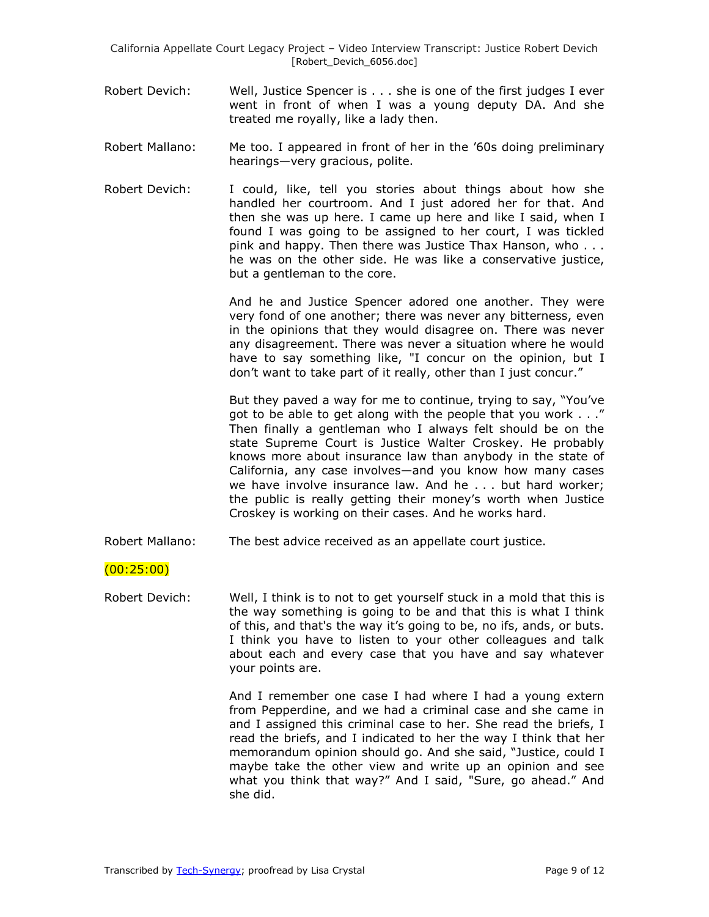Robert Devich: Well, Justice Spencer is . . . she is one of the first judges I ever went in front of when I was a young deputy DA. And she treated me royally, like a lady then.

Robert Mallano: Me too. I appeared in front of her in the '60s doing preliminary hearings—very gracious, polite.

Robert Devich: I could, like, tell you stories about things about how she handled her courtroom. And I just adored her for that. And then she was up here. I came up here and like I said, when I found I was going to be assigned to her court, I was tickled pink and happy. Then there was Justice Thax Hanson, who . . . he was on the other side. He was like a conservative justice, but a gentleman to the core.

And he and Justice Spencer adored one another. They were very fond of one another; there was never any bitterness, even in the opinions that they would disagree on. There was never any disagreement. There was never a situation where he would have to say something like, "I concur on the opinion, but I don't want to take part of it really, other than I just concur."

But they paved a way for me to continue, trying to say, "You've got to be able to get along with the people that you work . . ." Then finally a gentleman who I always felt should be on the state Supreme Court is Justice Walter Croskey. He probably knows more about insurance law than anybody in the state of California, any case involves—and you know how many cases we have involve insurance law. And he . . . but hard worker; the public is really getting their money's worth when Justice Croskey is working on their cases. And he works hard.

Robert Mallano: The best advice received as an appellate court justice.

(00:25:00)

Robert Devich: Well, I think is to not to get yourself stuck in a mold that this is the way something is going to be and that this is what I think of this, and that's the way it's going to be, no ifs, ands, or buts. I think you have to listen to your other colleagues and talk about each and every case that you have and say whatever your points are.

And I remember one case I had where I had a young extern from Pepperdine, and we had a criminal case and she came in and I assigned this criminal case to her. She read the briefs, I read the briefs, and I indicated to her the way I think that her memorandum opinion should go. And she said, "Justice, could I maybe take the other view and write up an opinion and see what you think that way?" And I said, "Sure, go ahead." And she did.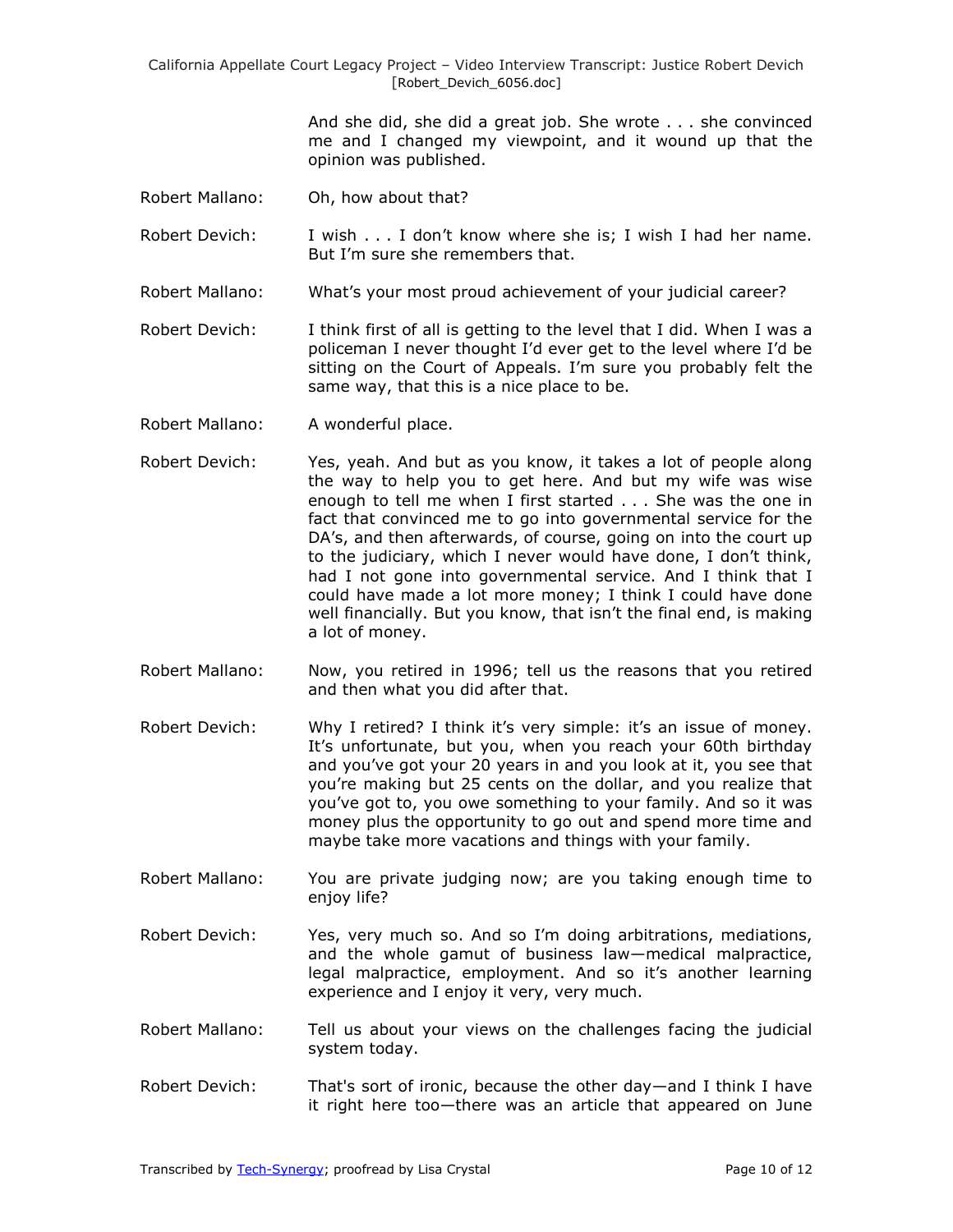And she did, she did a great job. She wrote . . . she convinced me and I changed my viewpoint, and it wound up that the opinion was published.

Robert Mallano: Oh, how about that?

Robert Devich: I wish . . . I don't know where she is; I wish I had her name. But I'm sure she remembers that.

Robert Mallano: What's your most proud achievement of your judicial career?

Robert Devich: I think first of all is getting to the level that I did. When I was a policeman I never thought I'd ever get to the level where I'd be sitting on the Court of Appeals. I'm sure you probably felt the same way, that this is a nice place to be.

Robert Mallano: A wonderful place.

Robert Devich: Yes, yeah. And but as you know, it takes a lot of people along the way to help you to get here. And but my wife was wise enough to tell me when I first started . . . She was the one in fact that convinced me to go into governmental service for the DA's, and then afterwards, of course, going on into the court up to the judiciary, which I never would have done, I don't think, had I not gone into governmental service. And I think that I could have made a lot more money; I think I could have done well financially. But you know, that isn't the final end, is making a lot of money.

Robert Mallano: Now, you retired in 1996; tell us the reasons that you retired and then what you did after that.

Robert Devich: Why I retired? I think it's very simple: it's an issue of money. It's unfortunate, but you, when you reach your 60th birthday and you've got your 20 years in and you look at it, you see that you're making but 25 cents on the dollar, and you realize that you've got to, you owe something to your family. And so it was money plus the opportunity to go out and spend more time and maybe take more vacations and things with your family.

Robert Mallano: You are private judging now; are you taking enough time to enjoy life?

Robert Devich: Yes, very much so. And so I'm doing arbitrations, mediations, and the whole gamut of business law—medical malpractice, legal malpractice, employment. And so it's another learning experience and I enjoy it very, very much.

Robert Mallano: Tell us about your views on the challenges facing the judicial system today.

Robert Devich: That's sort of ironic, because the other day—and I think I have it right here too—there was an article that appeared on June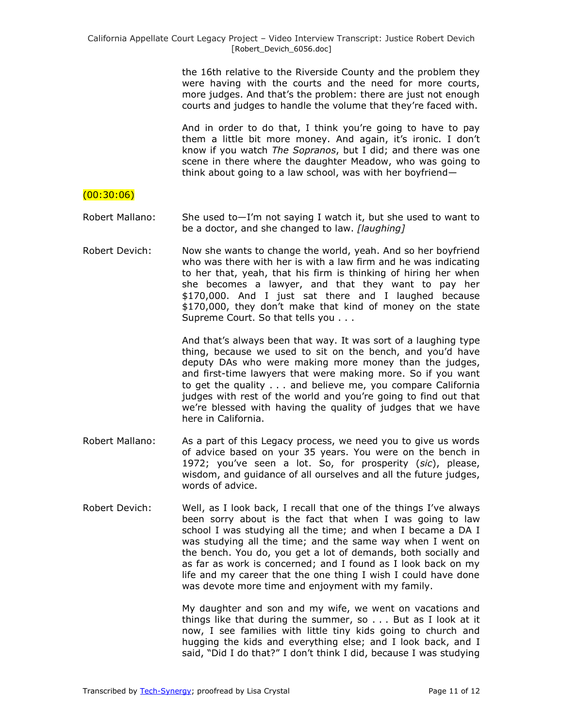the 16th relative to the Riverside County and the problem they were having with the courts and the need for more courts, more judges. And that's the problem: there are just not enough courts and judges to handle the volume that they're faced with.

And in order to do that, I think you're going to have to pay them a little bit more money. And again, it's ironic. I don't know if you watch *The Sopranos*, but I did; and there was one scene in there where the daughter Meadow, who was going to think about going to a law school, was with her boyfriend—

(00:30:06)

Robert Mallano: She used to—I'm not saying I watch it, but she used to want to be a doctor, and she changed to law. *[laughing]*

Robert Devich: Now she wants to change the world, yeah. And so her boyfriend who was there with her is with a law firm and he was indicating to her that, yeah, that his firm is thinking of hiring her when she becomes a lawyer, and that they want to pay her $170,000. And I just sat there and I laughed because $170,000, they don't make that kind of money on the state Supreme Court. So that tells you . . .

And that's always been that way. It was sort of a laughing type thing, because we used to sit on the bench, and you'd have deputy DAs who were making more money than the judges, and first-time lawyers that were making more. So if you want to get the quality . . . and believe me, you compare California judges with rest of the world and you're going to find out that we're blessed with having the quality of judges that we have here in California.

Robert Mallano: As a part of this Legacy process, we need you to give us words of advice based on your 35 years. You were on the bench in 1972; you've seen a lot. So, for prosperity (*sic*), please, wisdom, and guidance of all ourselves and all the future judges, words of advice.

Robert Devich: Well, as I look back, I recall that one of the things I've always been sorry about is the fact that when I was going to law school I was studying all the time; and when I became a DA I was studying all the time; and the same way when I went on the bench. You do, you get a lot of demands, both socially and as far as work is concerned; and I found as I look back on my life and my career that the one thing I wish I could have done was devote more time and enjoyment with my family.

My daughter and son and my wife, we went on vacations and things like that during the summer, so . . . But as I look at it now, I see families with little tiny kids going to church and hugging the kids and everything else; and I look back, and I said, "Did I do that?" I don't think I did, because I was studying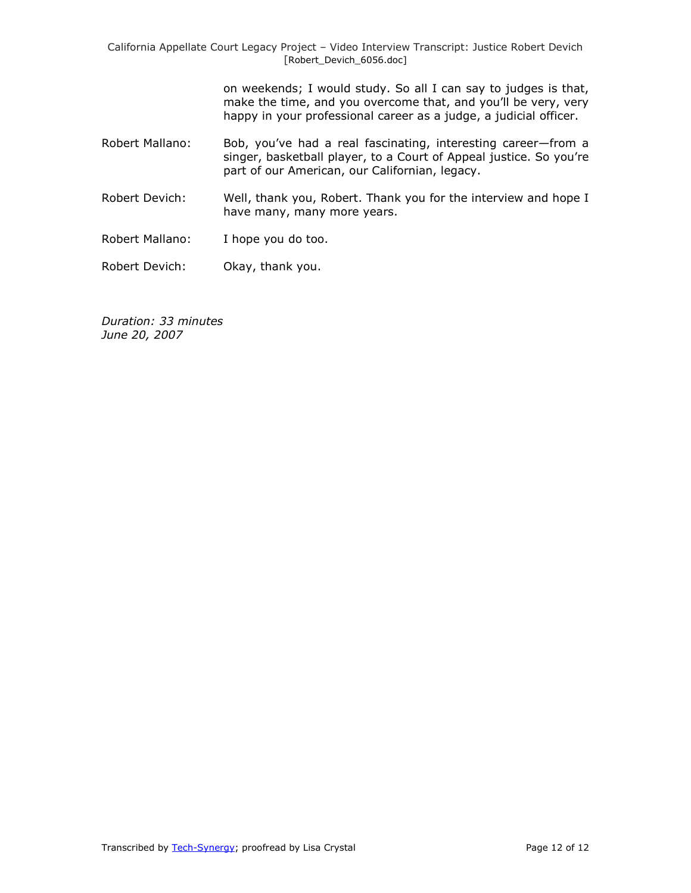on weekends; I would study. So all I can say to judges is that, make the time, and you overcome that, and you'll be very, very happy in your professional career as a judge, a judicial officer.

Robert Mallano: Bob, you've had a real fascinating, interesting career—from a singer, basketball player, to a Court of Appeal justice. So you're part of our American, our Californian, legacy.

Robert Devich: Well, thank you, Robert. Thank you for the interview and hope I have many, many more years.

Robert Mallano: I hope you do too.

Robert Devich: Okay, thank you.

*Duration: 33 minutes*
*June 20, 2007*